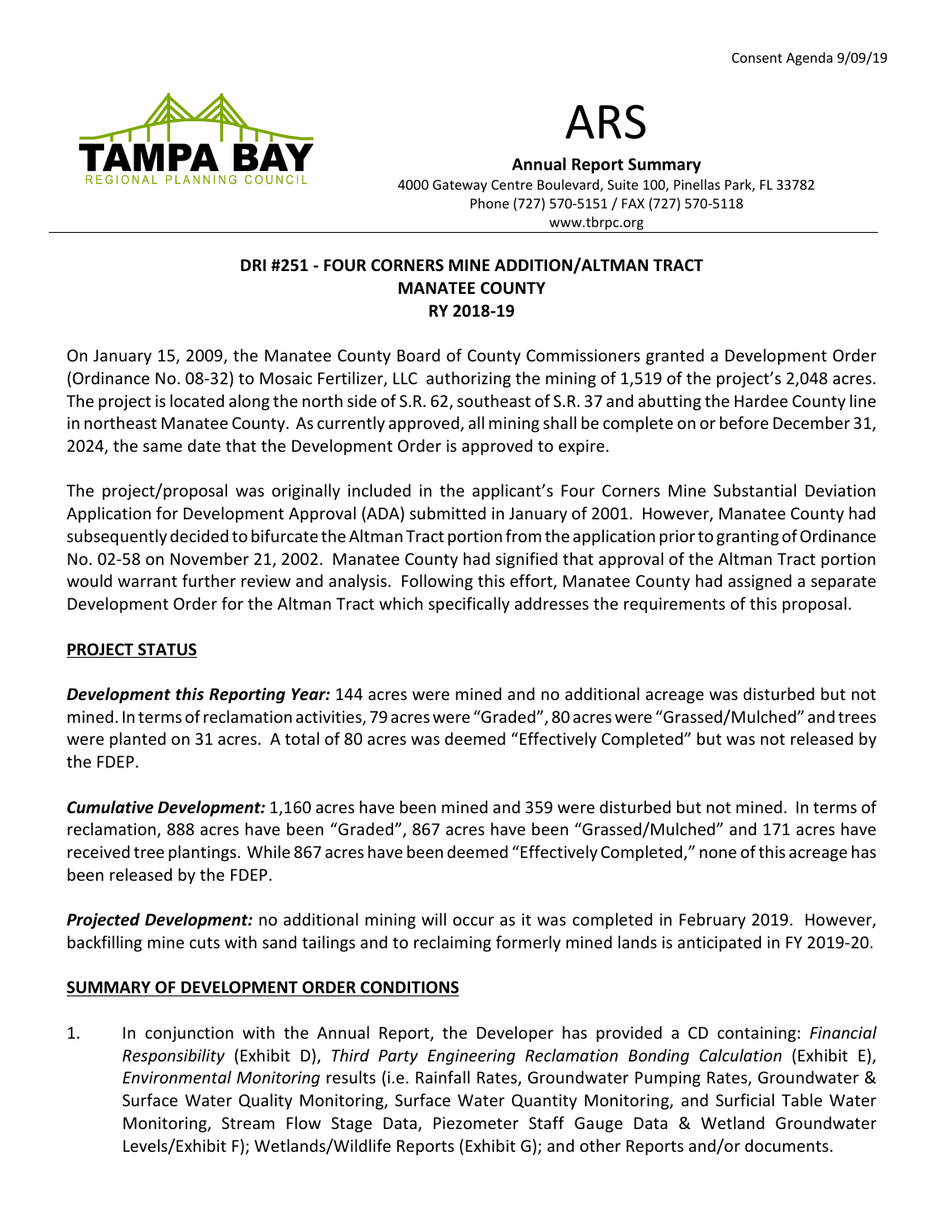Consent Agenda 9/09/19

# ARS

**Annual Report Summary**
4000 Gateway Centre Boulevard, Suite 100, Pinellas Park, FL 33782
Phone (727) 570-5151 / FAX (727) 570-5118
www.tbrpc.org

## DRI #251 - FOUR CORNERS MINE ADDITION/ALTMAN TRACT
## MANATEE COUNTY
## RY 2018-19

On January 15, 2009, the Manatee County Board of County Commissioners granted a Development Order (Ordinance No. 08-32) to Mosaic Fertilizer, LLC authorizing the mining of 1,519 of the project's 2,048 acres. The project is located along the north side of S.R. 62, southeast of S.R. 37 and abutting the Hardee County line in northeast Manatee County. As currently approved, all mining shall be complete on or before December 31, 2024, the same date that the Development Order is approved to expire.

The project/proposal was originally included in the applicant's Four Corners Mine Substantial Deviation Application for Development Approval (ADA) submitted in January of 2001. However, Manatee County had subsequently decided to bifurcate the Altman Tract portion from the application prior to granting of Ordinance No. 02-58 on November 21, 2002. Manatee County had signified that approval of the Altman Tract portion would warrant further review and analysis. Following this effort, Manatee County had assigned a separate Development Order for the Altman Tract which specifically addresses the requirements of this proposal.

### PROJECT STATUS

***Development this Reporting Year:*** 144 acres were mined and no additional acreage was disturbed but not mined. In terms of reclamation activities, 79 acres were "Graded", 80 acres were "Grassed/Mulched" and trees were planted on 31 acres. A total of 80 acres was deemed "Effectively Completed" but was not released by the FDEP.

***Cumulative Development:*** 1,160 acres have been mined and 359 were disturbed but not mined. In terms of reclamation, 888 acres have been "Graded", 867 acres have been "Grassed/Mulched" and 171 acres have received tree plantings. While 867 acres have been deemed "Effectively Completed," none of this acreage has been released by the FDEP.

***Projected Development:*** no additional mining will occur as it was completed in February 2019. However, backfilling mine cuts with sand tailings and to reclaiming formerly mined lands is anticipated in FY 2019-20.

### SUMMARY OF DEVELOPMENT ORDER CONDITIONS

1. In conjunction with the Annual Report, the Developer has provided a CD containing: *Financial Responsibility* (Exhibit D), *Third Party Engineering Reclamation Bonding Calculation* (Exhibit E), *Environmental Monitoring* results (i.e. Rainfall Rates, Groundwater Pumping Rates, Groundwater & Surface Water Quality Monitoring, Surface Water Quantity Monitoring, and Surficial Table Water Monitoring, Stream Flow Stage Data, Piezometer Staff Gauge Data & Wetland Groundwater Levels/Exhibit F); Wetlands/Wildlife Reports (Exhibit G); and other Reports and/or documents.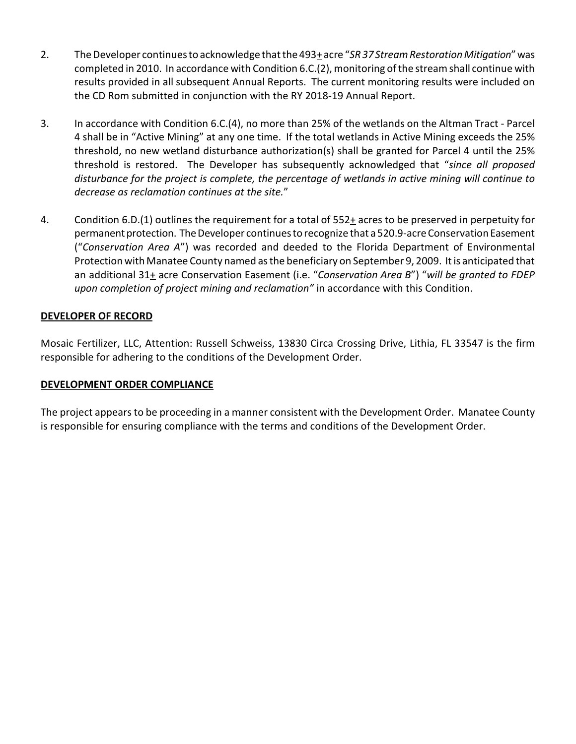2. The Developer continues to acknowledge that the 493+ acre "*SR 37 Stream Restoration Mitigation*" was completed in 2010. In accordance with Condition 6.C.(2), monitoring of the stream shall continue with results provided in all subsequent Annual Reports. The current monitoring results were included on the CD Rom submitted in conjunction with the RY 2018-19 Annual Report.

3. In accordance with Condition 6.C.(4), no more than 25% of the wetlands on the Altman Tract - Parcel 4 shall be in "Active Mining" at any one time. If the total wetlands in Active Mining exceeds the 25% threshold, no new wetland disturbance authorization(s) shall be granted for Parcel 4 until the 25% threshold is restored. The Developer has subsequently acknowledged that "*since all proposed disturbance for the project is complete, the percentage of wetlands in active mining will continue to decrease as reclamation continues at the site.*"

4. Condition 6.D.(1) outlines the requirement for a total of 552+ acres to be preserved in perpetuity for permanent protection. The Developer continues to recognize that a 520.9-acre Conservation Easement ("*Conservation Area A*") was recorded and deeded to the Florida Department of Environmental Protection with Manatee County named as the beneficiary on September 9, 2009. It is anticipated that an additional 31+ acre Conservation Easement (i.e. "*Conservation Area B*") "*will be granted to FDEP upon completion of project mining and reclamation"* in accordance with this Condition.

**DEVELOPER OF RECORD**

Mosaic Fertilizer, LLC, Attention: Russell Schweiss, 13830 Circa Crossing Drive, Lithia, FL 33547 is the firm responsible for adhering to the conditions of the Development Order.

**DEVELOPMENT ORDER COMPLIANCE**

The project appears to be proceeding in a manner consistent with the Development Order. Manatee County is responsible for ensuring compliance with the terms and conditions of the Development Order.